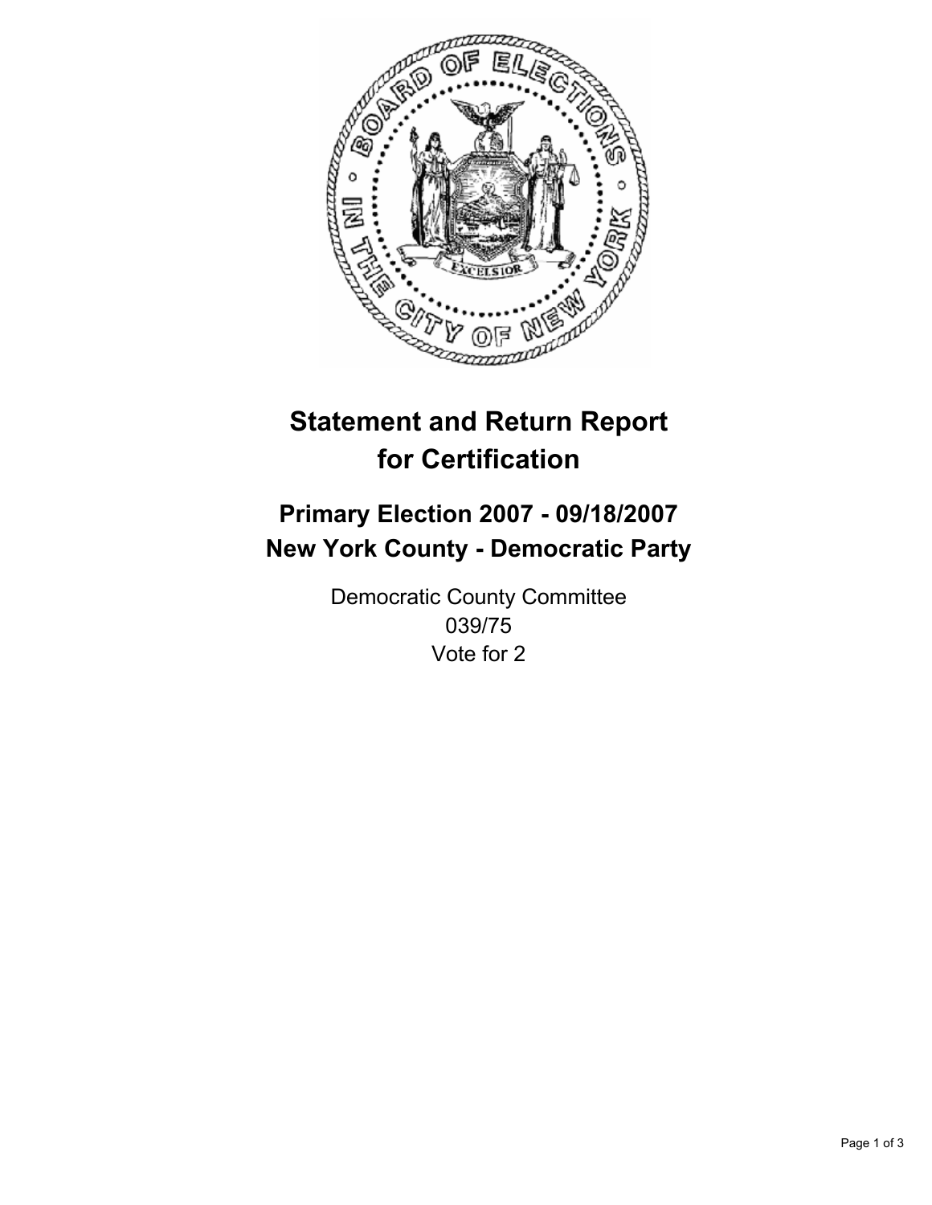# Statement and Return Report for Certification

## Primary Election 2007 - 09/18/2007
## New York County - Democratic Party

Democratic County Committee
039/75
Vote for 2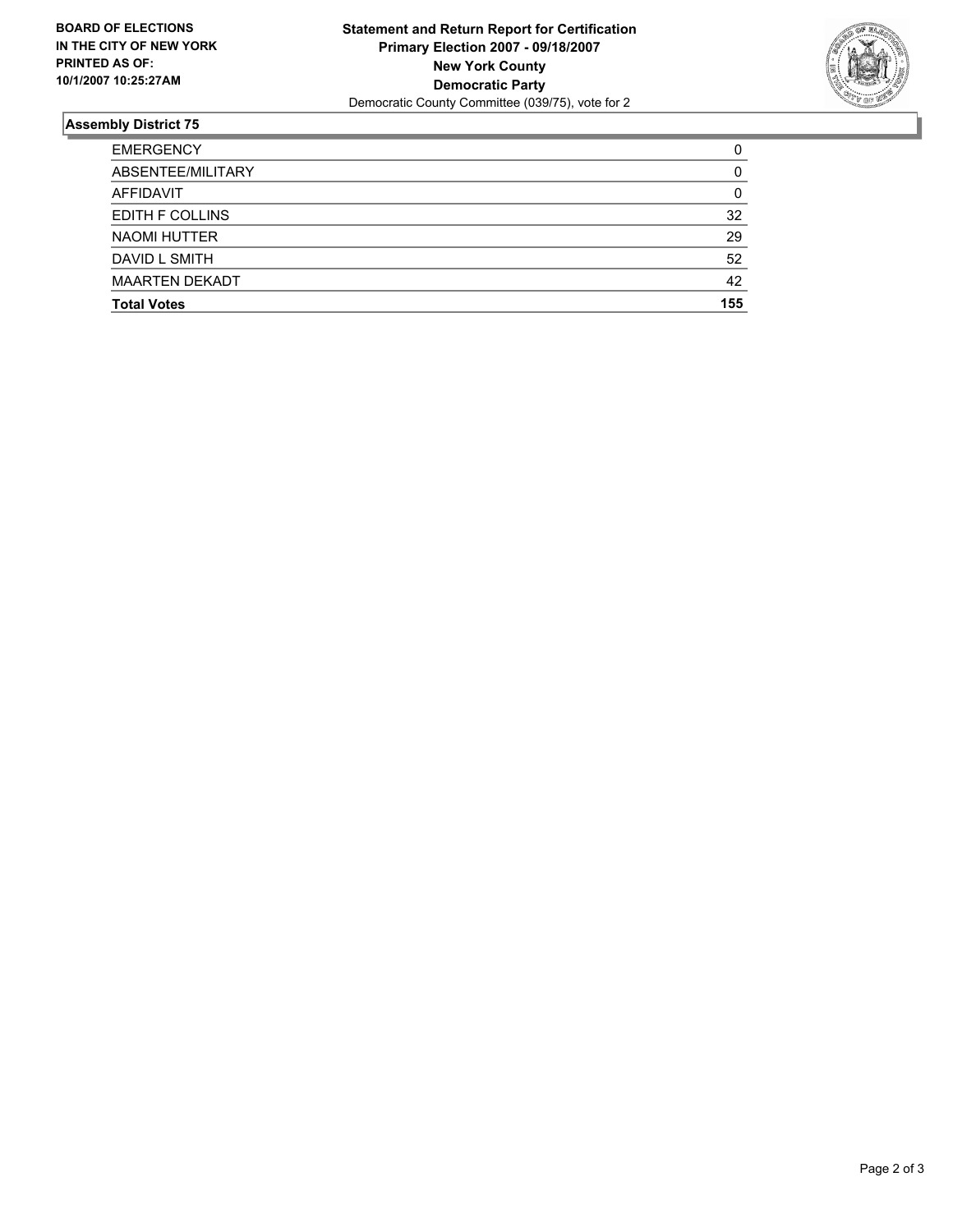**BOARD OF ELECTIONS IN THE CITY OF NEW YORK**
**PRINTED AS OF: 10/1/2007 10:25:27AM**

**Statement and Return Report for Certification**
**Primary Election 2007 - 09/18/2007**
**New York County**
**Democratic Party**
Democratic County Committee (039/75), vote for 2

## Assembly District 75

| | |
|---|---|
| EMERGENCY | 0 |
| ABSENTEE/MILITARY | 0 |
| AFFIDAVIT | 0 |
| EDITH F COLLINS | 32 |
| NAOMI HUTTER | 29 |
| DAVID L SMITH | 52 |
| MAARTEN DEKADT | 42 |
| **Total Votes** | **155** |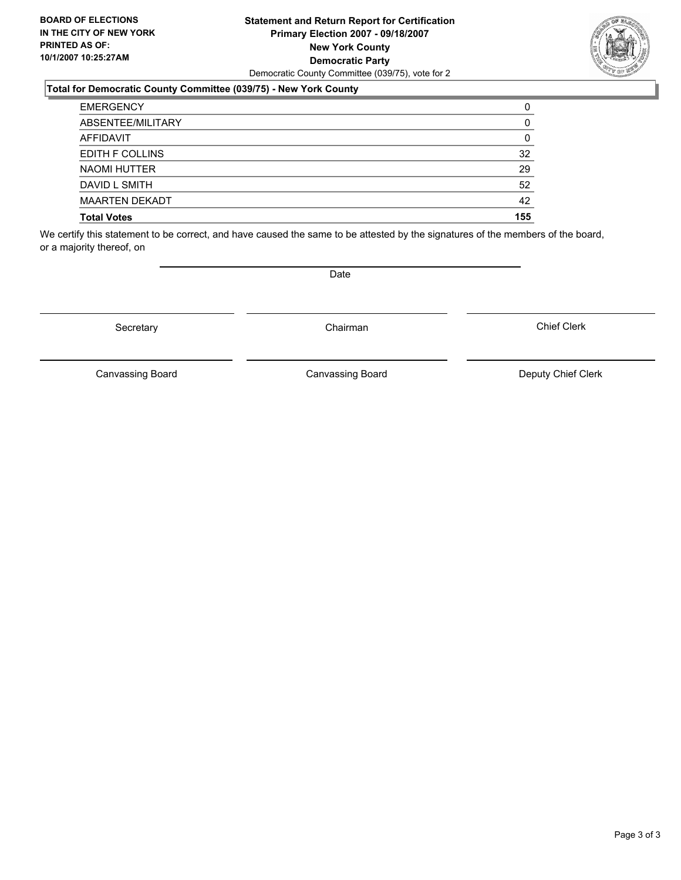**BOARD OF ELECTIONS IN THE CITY OF NEW YORK PRINTED AS OF: 10/1/2007 10:25:27AM**

**Statement and Return Report for Certification**
**Primary Election 2007 - 09/18/2007**
**New York County**
**Democratic Party**
Democratic County Committee (039/75), vote for 2

### Total for Democratic County Committee (039/75) - New York County

| | |
|---|---|
| EMERGENCY | 0 |
| ABSENTEE/MILITARY | 0 |
| AFFIDAVIT | 0 |
| EDITH F COLLINS | 32 |
| NAOMI HUTTER | 29 |
| DAVID L SMITH | 52 |
| MAARTEN DEKADT | 42 |
| **Total Votes** | **155** |

We certify this statement to be correct, and have caused the same to be attested by the signatures of the members of the board, or a majority thereof, on

Date

Secretary

Chairman

Chief Clerk

Canvassing Board

Canvassing Board

Deputy Chief Clerk